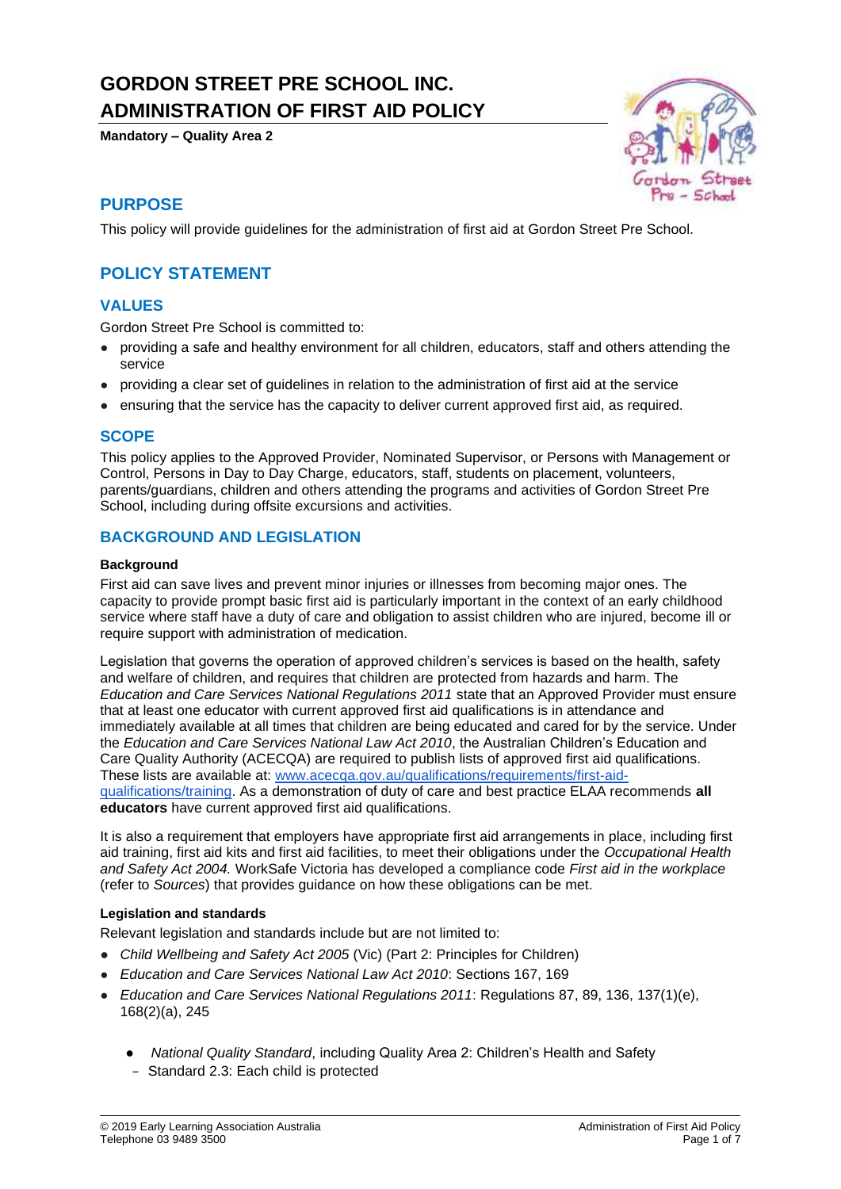# GORDON STREET PRE SCHOOL INC. ADMINISTRATION OF FIRST AID POLICY

**Mandatory – Quality Area 2**

## PURPOSE

This policy will provide guidelines for the administration of first aid at Gordon Street Pre School.

## POLICY STATEMENT

### VALUES

Gordon Street Pre School is committed to:

- providing a safe and healthy environment for all children, educators, staff and others attending the service
- providing a clear set of guidelines in relation to the administration of first aid at the service
- ensuring that the service has the capacity to deliver current approved first aid, as required.

### SCOPE

This policy applies to the Approved Provider, Nominated Supervisor, or Persons with Management or Control, Persons in Day to Day Charge, educators, staff, students on placement, volunteers, parents/guardians, children and others attending the programs and activities of Gordon Street Pre School, including during offsite excursions and activities.

### BACKGROUND AND LEGISLATION

**Background**

First aid can save lives and prevent minor injuries or illnesses from becoming major ones. The capacity to provide prompt basic first aid is particularly important in the context of an early childhood service where staff have a duty of care and obligation to assist children who are injured, become ill or require support with administration of medication.

Legislation that governs the operation of approved children's services is based on the health, safety and welfare of children, and requires that children are protected from hazards and harm. The *Education and Care Services National Regulations 2011* state that an Approved Provider must ensure that at least one educator with current approved first aid qualifications is in attendance and immediately available at all times that children are being educated and cared for by the service. Under the *Education and Care Services National Law Act 2010*, the Australian Children's Education and Care Quality Authority (ACECQA) are required to publish lists of approved first aid qualifications. These lists are available at: www.acecqa.gov.au/qualifications/requirements/first-aid-qualifications/training. As a demonstration of duty of care and best practice ELAA recommends **all educators** have current approved first aid qualifications.

It is also a requirement that employers have appropriate first aid arrangements in place, including first aid training, first aid kits and first aid facilities, to meet their obligations under the *Occupational Health and Safety Act 2004.* WorkSafe Victoria has developed a compliance code *First aid in the workplace* (refer to *Sources*) that provides guidance on how these obligations can be met.

**Legislation and standards**

Relevant legislation and standards include but are not limited to:

- *Child Wellbeing and Safety Act 2005* (Vic) (Part 2: Principles for Children)
- *Education and Care Services National Law Act 2010*: Sections 167, 169
- *Education and Care Services National Regulations 2011*: Regulations 87, 89, 136, 137(1)(e), 168(2)(a), 245
  - *National Quality Standard*, including Quality Area 2: Children's Health and Safety
    - Standard 2.3: Each child is protected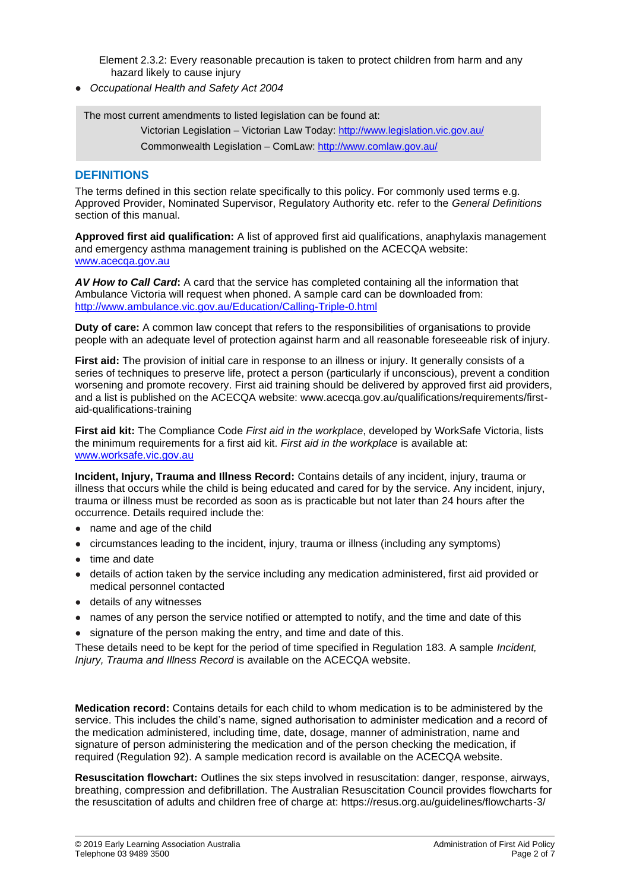Element 2.3.2: Every reasonable precaution is taken to protect children from harm and any hazard likely to cause injury

- *Occupational Health and Safety Act 2004*

The most current amendments to listed legislation can be found at:

Victorian Legislation – Victorian Law Today: http://www.legislation.vic.gov.au/

Commonwealth Legislation – ComLaw: http://www.comlaw.gov.au/

## DEFINITIONS

The terms defined in this section relate specifically to this policy. For commonly used terms e.g. Approved Provider, Nominated Supervisor, Regulatory Authority etc. refer to the *General Definitions* section of this manual.

**Approved first aid qualification:** A list of approved first aid qualifications, anaphylaxis management and emergency asthma management training is published on the ACECQA website: www.acecqa.gov.au

***AV How to Call Card*:** A card that the service has completed containing all the information that Ambulance Victoria will request when phoned. A sample card can be downloaded from: http://www.ambulance.vic.gov.au/Education/Calling-Triple-0.html

**Duty of care:** A common law concept that refers to the responsibilities of organisations to provide people with an adequate level of protection against harm and all reasonable foreseeable risk of injury.

**First aid:** The provision of initial care in response to an illness or injury. It generally consists of a series of techniques to preserve life, protect a person (particularly if unconscious), prevent a condition worsening and promote recovery. First aid training should be delivered by approved first aid providers, and a list is published on the ACECQA website: www.acecqa.gov.au/qualifications/requirements/first-aid-qualifications-training

**First aid kit:** The Compliance Code *First aid in the workplace*, developed by WorkSafe Victoria, lists the minimum requirements for a first aid kit. *First aid in the workplace* is available at: www.worksafe.vic.gov.au

**Incident, Injury, Trauma and Illness Record:** Contains details of any incident, injury, trauma or illness that occurs while the child is being educated and cared for by the service. Any incident, injury, trauma or illness must be recorded as soon as is practicable but not later than 24 hours after the occurrence. Details required include the:

- name and age of the child
- circumstances leading to the incident, injury, trauma or illness (including any symptoms)
- time and date
- details of action taken by the service including any medication administered, first aid provided or medical personnel contacted
- details of any witnesses
- names of any person the service notified or attempted to notify, and the time and date of this
- signature of the person making the entry, and time and date of this.

These details need to be kept for the period of time specified in Regulation 183. A sample *Incident, Injury, Trauma and Illness Record* is available on the ACECQA website.

**Medication record:** Contains details for each child to whom medication is to be administered by the service. This includes the child's name, signed authorisation to administer medication and a record of the medication administered, including time, date, dosage, manner of administration, name and signature of person administering the medication and of the person checking the medication, if required (Regulation 92). A sample medication record is available on the ACECQA website.

**Resuscitation flowchart:** Outlines the six steps involved in resuscitation: danger, response, airways, breathing, compression and defibrillation. The Australian Resuscitation Council provides flowcharts for the resuscitation of adults and children free of charge at: https://resus.org.au/guidelines/flowcharts-3/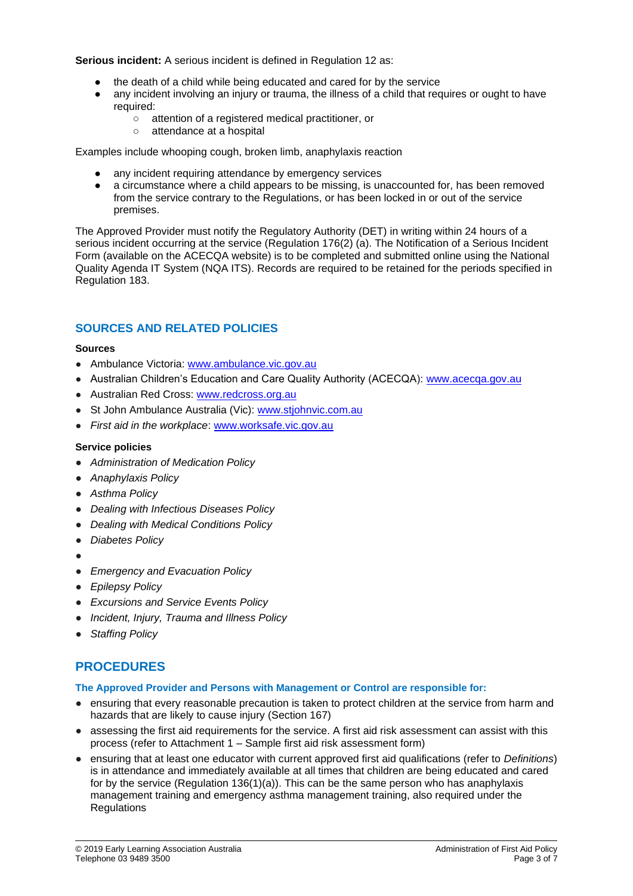**Serious incident:** A serious incident is defined in Regulation 12 as:

- the death of a child while being educated and cared for by the service
- any incident involving an injury or trauma, the illness of a child that requires or ought to have required:
  - attention of a registered medical practitioner, or
  - attendance at a hospital

Examples include whooping cough, broken limb, anaphylaxis reaction

- any incident requiring attendance by emergency services
- a circumstance where a child appears to be missing, is unaccounted for, has been removed from the service contrary to the Regulations, or has been locked in or out of the service premises.

The Approved Provider must notify the Regulatory Authority (DET) in writing within 24 hours of a serious incident occurring at the service (Regulation 176(2) (a). The Notification of a Serious Incident Form (available on the ACECQA website) is to be completed and submitted online using the National Quality Agenda IT System (NQA ITS). Records are required to be retained for the periods specified in Regulation 183.

## SOURCES AND RELATED POLICIES

**Sources**

- Ambulance Victoria: www.ambulance.vic.gov.au
- Australian Children's Education and Care Quality Authority (ACECQA): www.acecqa.gov.au
- Australian Red Cross: www.redcross.org.au
- St John Ambulance Australia (Vic): www.stjohnvic.com.au
- *First aid in the workplace*: www.worksafe.vic.gov.au

**Service policies**

- *Administration of Medication Policy*
- *Anaphylaxis Policy*
- *Asthma Policy*
- *Dealing with Infectious Diseases Policy*
- *Dealing with Medical Conditions Policy*
- *Diabetes Policy*
- 
- *Emergency and Evacuation Policy*
- *Epilepsy Policy*
- *Excursions and Service Events Policy*
- *Incident, Injury, Trauma and Illness Policy*
- *Staffing Policy*

# PROCEDURES

**The Approved Provider and Persons with Management or Control are responsible for:**

- ensuring that every reasonable precaution is taken to protect children at the service from harm and hazards that are likely to cause injury (Section 167)
- assessing the first aid requirements for the service. A first aid risk assessment can assist with this process (refer to Attachment 1 – Sample first aid risk assessment form)
- ensuring that at least one educator with current approved first aid qualifications (refer to *Definitions*) is in attendance and immediately available at all times that children are being educated and cared for by the service (Regulation 136(1)(a)). This can be the same person who has anaphylaxis management training and emergency asthma management training, also required under the Regulations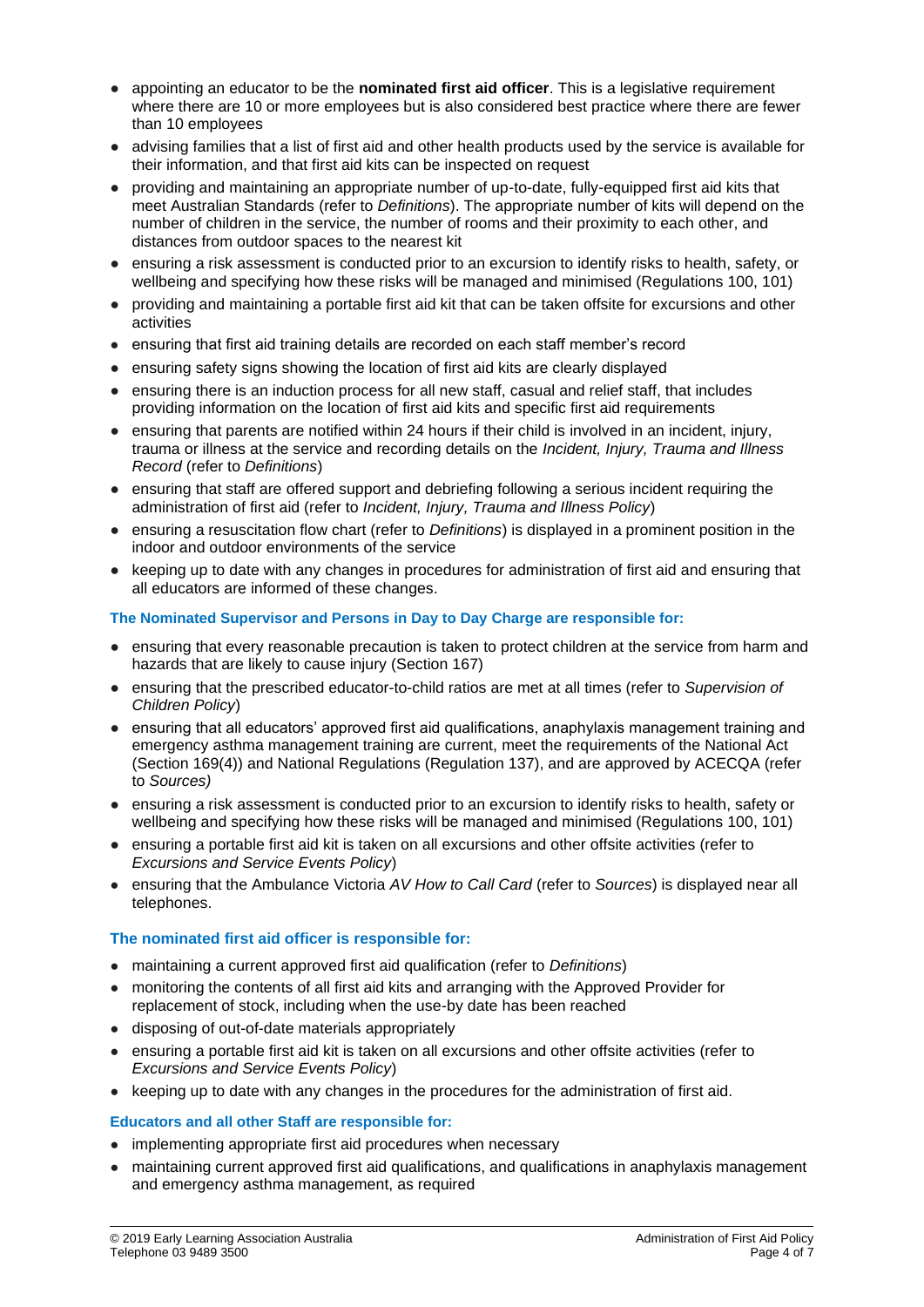- appointing an educator to be the **nominated first aid officer**. This is a legislative requirement where there are 10 or more employees but is also considered best practice where there are fewer than 10 employees
- advising families that a list of first aid and other health products used by the service is available for their information, and that first aid kits can be inspected on request
- providing and maintaining an appropriate number of up-to-date, fully-equipped first aid kits that meet Australian Standards (refer to *Definitions*). The appropriate number of kits will depend on the number of children in the service, the number of rooms and their proximity to each other, and distances from outdoor spaces to the nearest kit
- ensuring a risk assessment is conducted prior to an excursion to identify risks to health, safety, or wellbeing and specifying how these risks will be managed and minimised (Regulations 100, 101)
- providing and maintaining a portable first aid kit that can be taken offsite for excursions and other activities
- ensuring that first aid training details are recorded on each staff member's record
- ensuring safety signs showing the location of first aid kits are clearly displayed
- ensuring there is an induction process for all new staff, casual and relief staff, that includes providing information on the location of first aid kits and specific first aid requirements
- ensuring that parents are notified within 24 hours if their child is involved in an incident, injury, trauma or illness at the service and recording details on the *Incident, Injury, Trauma and Illness Record* (refer to *Definitions*)
- ensuring that staff are offered support and debriefing following a serious incident requiring the administration of first aid (refer to *Incident, Injury, Trauma and Illness Policy*)
- ensuring a resuscitation flow chart (refer to *Definitions*) is displayed in a prominent position in the indoor and outdoor environments of the service
- keeping up to date with any changes in procedures for administration of first aid and ensuring that all educators are informed of these changes.

**The Nominated Supervisor and Persons in Day to Day Charge are responsible for:**

- ensuring that every reasonable precaution is taken to protect children at the service from harm and hazards that are likely to cause injury (Section 167)
- ensuring that the prescribed educator-to-child ratios are met at all times (refer to *Supervision of Children Policy*)
- ensuring that all educators' approved first aid qualifications, anaphylaxis management training and emergency asthma management training are current, meet the requirements of the National Act (Section 169(4)) and National Regulations (Regulation 137), and are approved by ACECQA (refer to *Sources)*
- ensuring a risk assessment is conducted prior to an excursion to identify risks to health, safety or wellbeing and specifying how these risks will be managed and minimised (Regulations 100, 101)
- ensuring a portable first aid kit is taken on all excursions and other offsite activities (refer to *Excursions and Service Events Policy*)
- ensuring that the Ambulance Victoria *AV How to Call Card* (refer to *Sources*) is displayed near all telephones.

**The nominated first aid officer is responsible for:**

- maintaining a current approved first aid qualification (refer to *Definitions*)
- monitoring the contents of all first aid kits and arranging with the Approved Provider for replacement of stock, including when the use-by date has been reached
- disposing of out-of-date materials appropriately
- ensuring a portable first aid kit is taken on all excursions and other offsite activities (refer to *Excursions and Service Events Policy*)
- keeping up to date with any changes in the procedures for the administration of first aid.

**Educators and all other Staff are responsible for:**

- implementing appropriate first aid procedures when necessary
- maintaining current approved first aid qualifications, and qualifications in anaphylaxis management and emergency asthma management, as required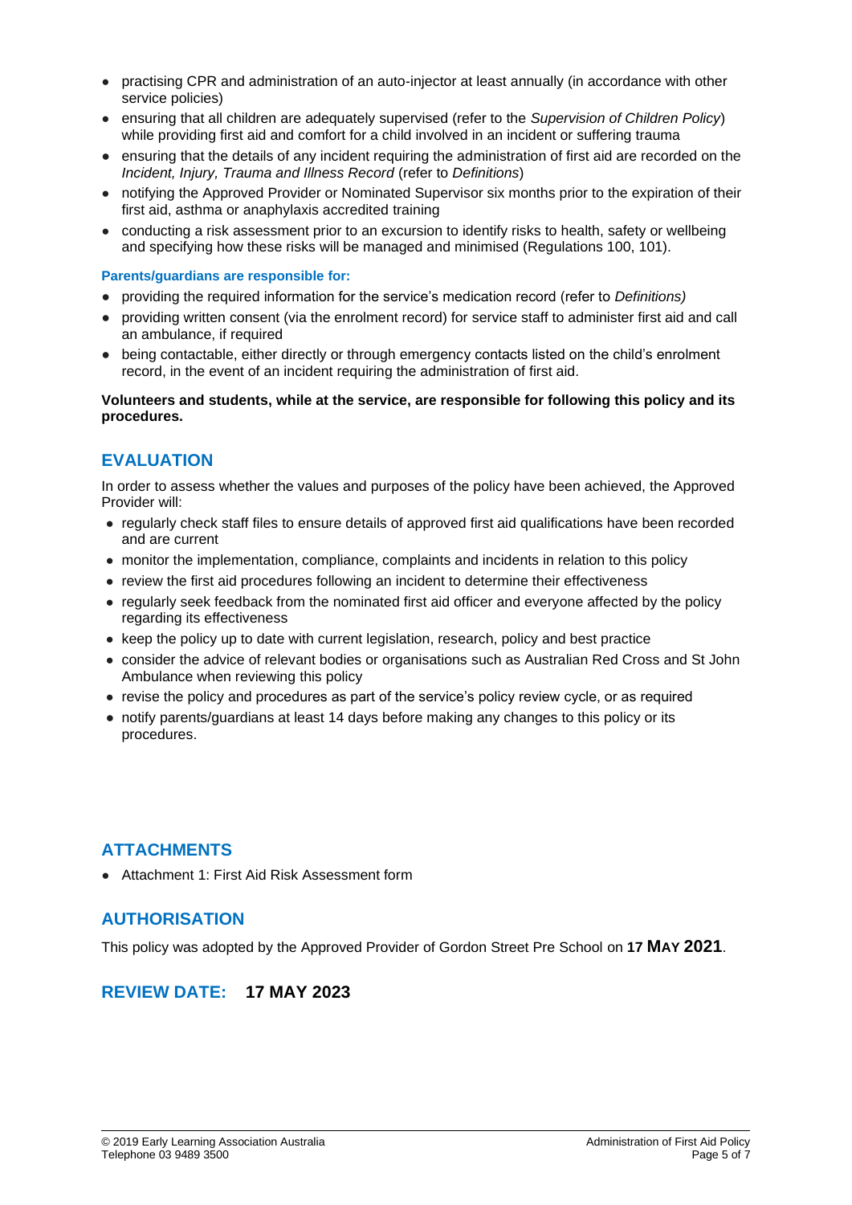- practising CPR and administration of an auto-injector at least annually (in accordance with other service policies)
- ensuring that all children are adequately supervised (refer to the *Supervision of Children Policy*) while providing first aid and comfort for a child involved in an incident or suffering trauma
- ensuring that the details of any incident requiring the administration of first aid are recorded on the *Incident, Injury, Trauma and Illness Record* (refer to *Definitions*)
- notifying the Approved Provider or Nominated Supervisor six months prior to the expiration of their first aid, asthma or anaphylaxis accredited training
- conducting a risk assessment prior to an excursion to identify risks to health, safety or wellbeing and specifying how these risks will be managed and minimised (Regulations 100, 101).

**Parents/guardians are responsible for:**

- providing the required information for the service's medication record (refer to *Definitions)*
- providing written consent (via the enrolment record) for service staff to administer first aid and call an ambulance, if required
- being contactable, either directly or through emergency contacts listed on the child's enrolment record, in the event of an incident requiring the administration of first aid.

**Volunteers and students, while at the service, are responsible for following this policy and its procedures.**

## EVALUATION

In order to assess whether the values and purposes of the policy have been achieved, the Approved Provider will:

- regularly check staff files to ensure details of approved first aid qualifications have been recorded and are current
- monitor the implementation, compliance, complaints and incidents in relation to this policy
- review the first aid procedures following an incident to determine their effectiveness
- regularly seek feedback from the nominated first aid officer and everyone affected by the policy regarding its effectiveness
- keep the policy up to date with current legislation, research, policy and best practice
- consider the advice of relevant bodies or organisations such as Australian Red Cross and St John Ambulance when reviewing this policy
- revise the policy and procedures as part of the service's policy review cycle, or as required
- notify parents/guardians at least 14 days before making any changes to this policy or its procedures.

## ATTACHMENTS

- Attachment 1: First Aid Risk Assessment form

## AUTHORISATION

This policy was adopted by the Approved Provider of Gordon Street Pre School on **17 MAY 2021**.

## REVIEW DATE: **17 MAY 2023**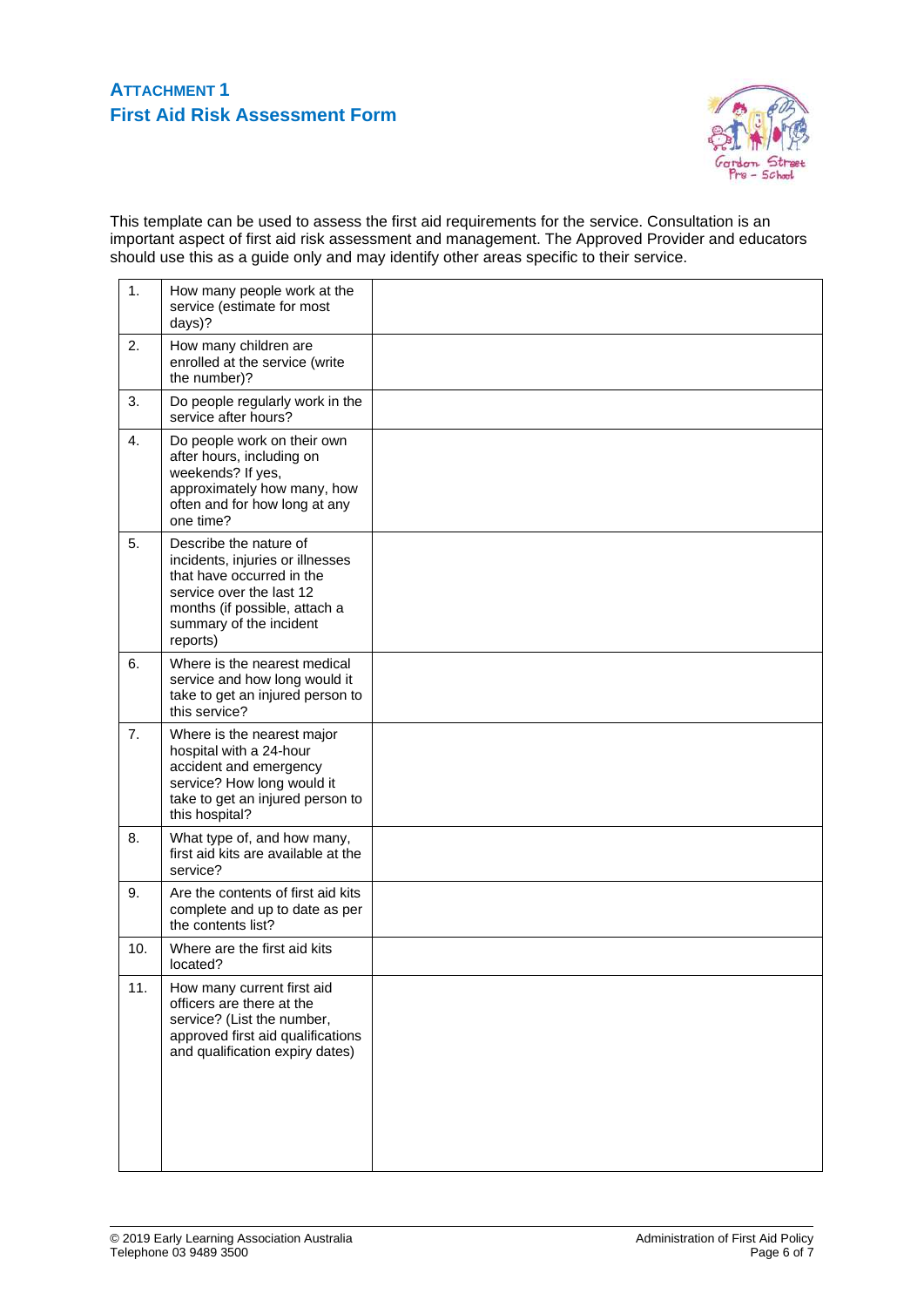## ATTACHMENT 1
## First Aid Risk Assessment Form

This template can be used to assess the first aid requirements for the service. Consultation is an important aspect of first aid risk assessment and management. The Approved Provider and educators should use this as a guide only and may identify other areas specific to their service.

| | | |
|---|---|---|
| 1. | How many people work at the service (estimate for most days)? | |
| 2. | How many children are enrolled at the service (write the number)? | |
| 3. | Do people regularly work in the service after hours? | |
| 4. | Do people work on their own after hours, including on weekends? If yes, approximately how many, how often and for how long at any one time? | |
| 5. | Describe the nature of incidents, injuries or illnesses that have occurred in the service over the last 12 months (if possible, attach a summary of the incident reports) | |
| 6. | Where is the nearest medical service and how long would it take to get an injured person to this service? | |
| 7. | Where is the nearest major hospital with a 24-hour accident and emergency service? How long would it take to get an injured person to this hospital? | |
| 8. | What type of, and how many, first aid kits are available at the service? | |
| 9. | Are the contents of first aid kits complete and up to date as per the contents list? | |
| 10. | Where are the first aid kits located? | |
| 11. | How many current first aid officers are there at the service? (List the number, approved first aid qualifications and qualification expiry dates) | |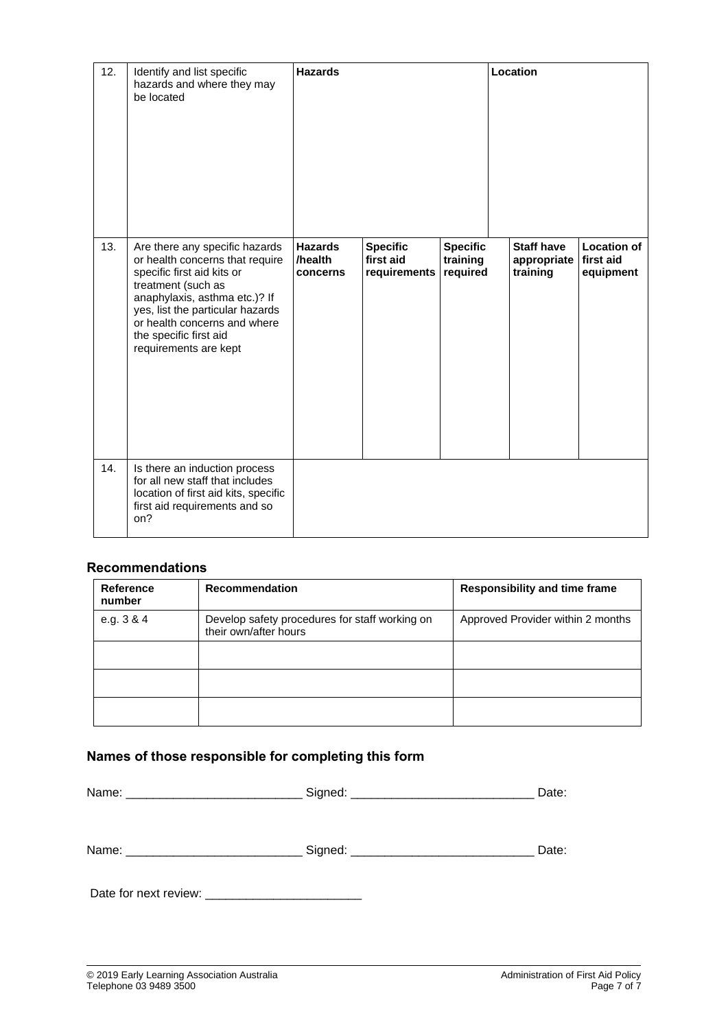| | | | | | | |
|---|---|---|---|---|---|---|
| 12. | Identify and list specific hazards and where they may be located | **Hazards** | | | **Location** | |
| 13. | Are there any specific hazards or health concerns that require specific first aid kits or treatment (such as anaphylaxis, asthma etc.)? If yes, list the particular hazards or health concerns and where the specific first aid requirements are kept | **Hazards /health concerns** | **Specific first aid requirements** | **Specific training required** | **Staff have appropriate training** | **Location of first aid equipment** |
| 14. | Is there an induction process for all new staff that includes location of first aid kits, specific first aid requirements and so on? | | | | | |

### Recommendations

| Reference number | Recommendation | Responsibility and time frame |
|---|---|---|
| e.g. 3 & 4 | Develop safety procedures for staff working on their own/after hours | Approved Provider within 2 months |
| | | |
| | | |
| | | |

## Names of those responsible for completing this form

Name: ___________________________ Signed: ____________________________ Date:

Name: ___________________________ Signed: ____________________________ Date:

Date for next review: ________________________

© 2019 Early Learning Association Australia
Telephone 03 9489 3500

Administration of First Aid Policy